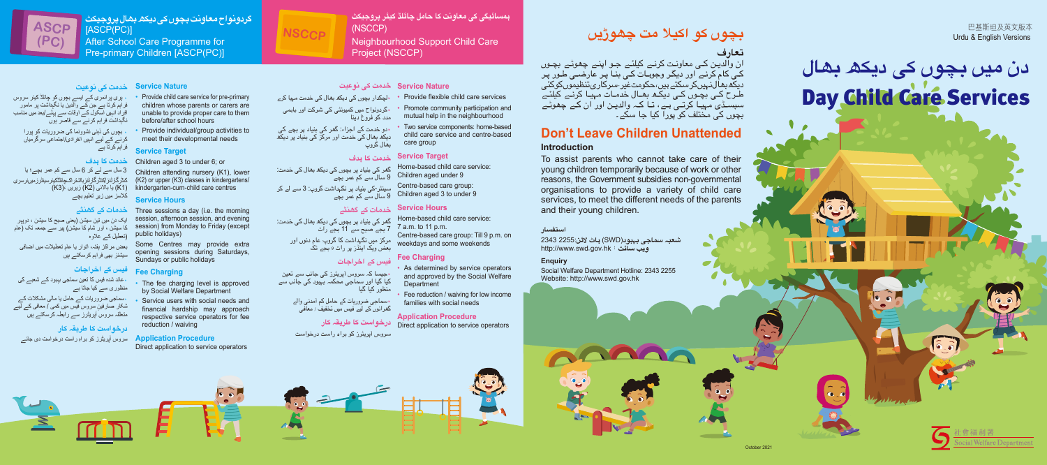巴基斯坦及英文版本
Urdu & English Versions

# دن میں بچوں کی دیکھ بھال
# Day Child Care Services

## بچوں کو اکیلا مت چھوڑیں

### تعارف

ان والدین کی معاونت کرنے کیلئے جو اپنے چھوٹے بچوں کی کام کرنے اور دیگر وجوہات کی بنا پر عارضی طور پر دیکھ بھال نہیں کرسکتے ہیں، حکومت غیر سرکاری تنظیموں کو کئی طرح کی بچوں کی دیکھ بھال خدمات مہیا کرنے کیلئے سبسڈی مہیا کرتی ہے، تا کہ والدین اور ان کے چھوٹے بچوں کی مختلف کو پورا کیا جا سکے۔

## Don't Leave Children Unattended

### Introduction

To assist parents who cannot take care of their young children temporarily because of work or other reasons, the Government subsidies non-governmental organisations to provide a variety of child care services, to meet the different needs of the parents and their young children.

### استفسار

شعبہ سماجی بہبود(SWD) ہاٹ لائن:2255 2343
ویب سائٹ : http://www.swd.gov.hk

### Enquiry

Social Welfare Department Hotline: 2343 2255
Website: http://www.swd.gov.hk

October 2021

社會福利署
Social Welfare Department

---

## ہمسائیگی کی معاونت کا حامل چائلڈ کیئر پروجیکٹ (NSCCP)

## Neighbourhood Support Child Care Project (NSCCP)

### خدمت کی نوعیت

- لچکدار بچوں کی دیکھ بھال کی خدمت مہیا کرے
- گردونواح میں کمیونٹی کی شرکت اور باہمی مدد کو فروغ دینا
- دو خدمت کے اجزا: گھر کی بنیاد پر بچے کی دیکھ بھال کی خدمت اور مرکز کی بنیاد پر دیکھ بھال گروپ

### Service Nature

- Provide flexible child care services
- Promote community participation and mutual help in the neighbourhood
- Two service components: home-based child care service and centre-based care group

### خدمت کا ہدف

گھر کی بنیاد پر بچوں کی دیکھ بھال کی خدمت: 9 سال سے کم عمر بچے

سینٹر کی بنیاد پر نگہداشت گروپ: 3 سے لے کر 9 سال سے کم عمر بچے

### Service Target

Home-based child care service: Children aged under 9

Centre-based care group: Children aged 3 to under 9

### خدمات کے گھنٹے

گھر کی بنیاد پر بچوں کی دیکھ بھال کی خدمت: 7 بجے صبح سے 11 بجے رات

مرکز میں نگہداشت کا گروپ: عام دنوں اور بعض ویک اینڈز پر رات 9 بجے تک

### Service Hours

Home-based child care service: 7 a.m. to 11 p.m.

Centre-based care group: Till 9 p.m. on weekdays and some weekends

### فیس کے اخراجات

- جیسا کہ سروس آپریٹرز کی جانب سے تعین کیا گیا اور سماجی محکمہ بہبود کی جانب سے منظور کیا گیا
- سماجی ضروریات کے حامل کم آمدنی والے گھرانوں کے لیے فیس میں تخفیف / معافی

### Fee Charging

- As determined by service operators and approved by the Social Welfare Department
- Fee reduction / waiving for low income families with social needs

### درخواست کا طریقہ کار

سروس آپریٹرز کو براہ راست درخواست

### Application Procedure

Direct application to service operators

---

## گردونواح معاونت بچوں کی دیکھ بھال پروجیکٹ [ASCP(PC)]

## After School Care Programme for Pre-primary Children [ASCP(PC)]

### خدمت کی نوعیت

- پری پرائمری کے ایسے بچوں کی چائلڈ کیئر سروس فراہم کرتا ہے جن کے والدین یا نگہداشت پر مامور افراد انہیں اسکول کے اوقات سے پہلے/بعد میں مناسب نگہداشت فراہم کرنے سے قاصر ہوں
- بچوں کی ذہنی نشوونما کی ضروریات کو پورا کرنے کے لیے انہیں انفرادی/اجتماعی سرگرمیاں فراہم کرتا ہے

### Service Nature

- Provide child care service for pre-primary children whose parents or carers are unable to provide proper care to them before/after school hours
- Provide individual/group activities to meet their developmental needs

### خدمت کا ہدف

3 سال سے لے کر 6 سال سے کم عمر بچے؛ یا
کنڈرگارٹنز/کنڈرگارٹنز بالمشارکہ چائلڈکیئر سینٹرز میں نرسری (K1) یا بالائی (K2) زیریں (K3) کلاسز میں زیر تعلیم بچے

### Service Target

Children aged 3 to under 6; or

Children attending nursery (K1), lower (K2) or upper (K3) classes in kindergartens/ kindergarten-cum-child care centres

### خدمات کے گھنٹے

ایک دن میں تین سیشن (یعنی صبح کا سیشن ، دوپہر کا سیشن ، اور شام کا سیشن) پیر سے جمعہ تک (عام تعطیل کے علاوہ

بعض مراکز ہفتہ، اتوار یا عام تعطیلات میں اضافی سیشنز بھی فراہم کرسکتے ہیں

### Service Hours

Three sessions a day (i.e. the morning session, afternoon session, and evening session) from Monday to Friday (except public holidays)

Some Centres may provide extra opening sessions during Saturdays, Sundays or public holidays

### فیس کے اخراجات

- عائد شدہ فیس کا تعین سماجی بہبود کے شعبے کی منظوری سے کیا جاتا ہے
- سماجی ضروریات کے حامل یا مالی مشکلات کے شکار صارفین سروس فیس میں کمی / معافی کے لیے متعلقہ سروس آپریٹرز سے رابطہ کرسکتے ہیں

### Fee Charging

- The fee charging level is approved by Social Welfare Department
- Service users with social needs and financial hardship may approach respective service operators for fee reduction / waiving

### درخواست کا طریقہ کار

سروس آپریٹرز کو براہ راست درخواست دی جائے

### Application Procedure

Direct application to service operators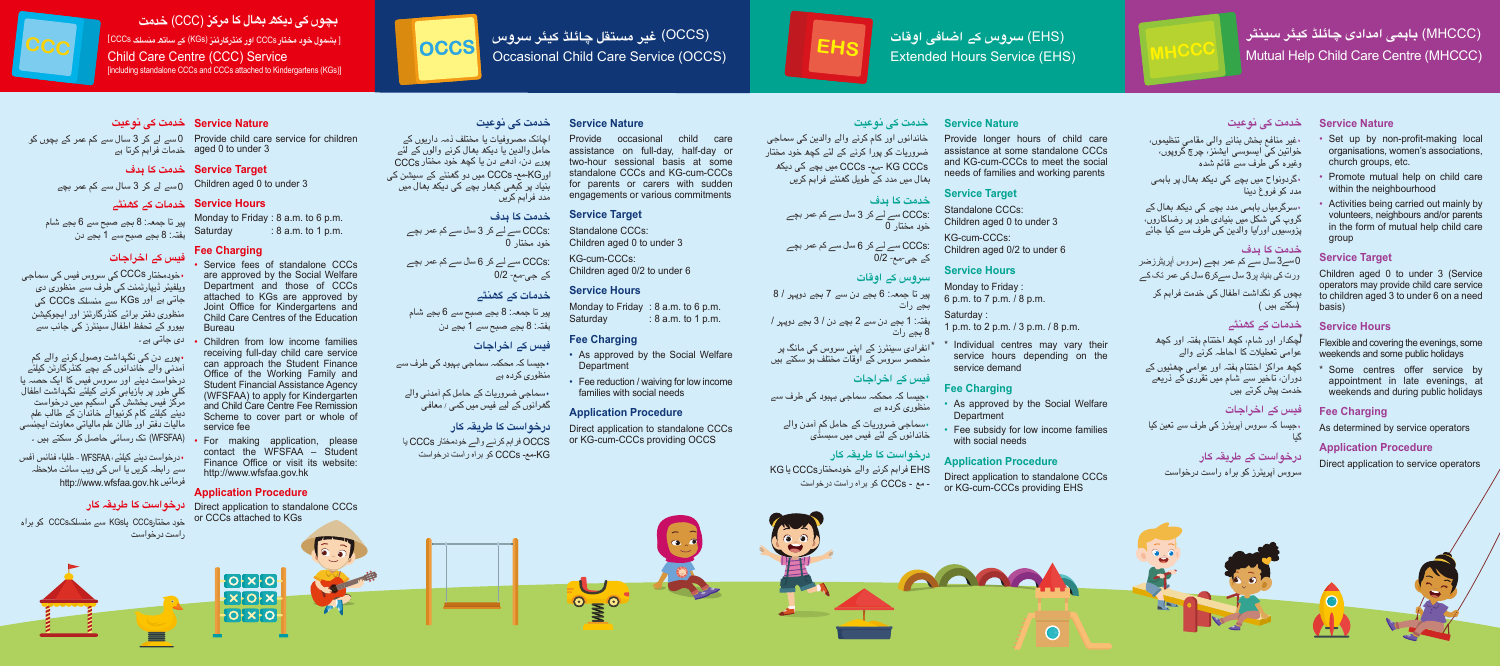## بچوں کی دیکھ بھال کا مرکز (CCC) خدمت

[ بشمول خود مختار CCCs اور کنڈرگارٹنز (KGs) کے ساتھ منسلک CCCs]

## Child Care Centre (CCC) Service

[including standalone CCCs and CCCs attached to Kindergartens (KGs)]

### Service Nature

Provide child care service for children aged 0 to under 3

### خدمت کی نوعیت

0 سے لے کر 3 سال سے کم عمر کے بچوں کو خدمات فراہم کرتا ہے

### Service Target

Children aged 0 to under 3

### خدمت کا ہدف

0 سے لے کر 3 سال سے کم عمر بچے

### Service Hours

Monday to Friday : 8 a.m. to 6 p.m.
Saturday : 8 a.m. to 1 p.m.

### خدمت کے گھنٹے

پیر تا جمعہ: 8 بجے صبح سے 6 بجے شام
ہفتہ: 8 بجے صبح سے 1 بجے دن

### Fee Charging

- Service fees of standalone CCCs are approved by the Social Welfare Department and those of CCCs attached to KGs are approved by Joint Office for Kindergartens and Child Care Centres of the Education Bureau
- Children from low income families receiving full-day child care service can approach the Student Finance Office of the Working Family and Student Financial Assistance Agency (WFSFAA) to apply for Kindergarten and Child Care Centre Fee Remission Scheme to cover part or whole of service fee
- For making application, please contact the WFSFAA – Student Finance Office or visit its website: http://www.wfsfaa.gov.hk

### فیس کے اخراجات

- خودمختار CCCs کی سروس فیس کی سماجی ویلفیئر ڈیپارٹمنٹ کی طرف سے منظوری دی جاتی ہے اور KGs سے منسلک CCCs کی منظوری دفتر برائے کنڈرگارٹنز اور ایجوکیشن بیورو کے تحفظ اطفال سینٹرز کی جانب سے دی جاتی ہے۔
- پورے دن کی نگہداشت وصول کرنے والے کم آمدنی والے خاندانوں کے بچے کنڈرگارٹن کیلئے درخواست دینے اور سروس فیس کا ایک حصہ یا کلّی طور پر ادائیگی کرنے کیلئے نگہداشت اطفال مرکز فیس بخشش کی اسکیم میں درخواست دینے کیلئے کام کرنیوالے خاندان کی طالب علم مالیات دفتر اور طالب علم مالیاتی معاونت ایجنسی (WFSFAA) تک رسائی حاصل کر سکتے ہیں۔
- درخواست دینے کیلئے، WFSFAA - طلباء فنانس آفس سے رابطہ کریں یا اس کی ویب سائٹ ملاحظہ فرمائیں http://www.wfsfaa.gov.hk

### Application Procedure

Direct application to standalone CCCs or CCCs attached to KGs

### درخواست کا طریقہ کار

خود مختار CCCs یا KGs سے منسلک CCCs کو براہ راست درخواست

## (OCCS) غیر مستقل چائلڈ کیئر سروس

## Occasional Child Care Service (OCCS)

### Service Nature

Provide occasional child care assistance on full-day, half-day or two-hour sessional basis at some standalone CCCs and KG-cum-CCCs for parents or carers with sudden engagements or various commitments

### خدمت کی نوعیت

اچانک مصروفیات یا مختلف ذمہ داریوں کے حامل والدین یا دیکھ بھال کرنے والوں کے لئے پورے دن، آدھے دن یا کچھ خود مختار CCCs اور KG-مع- CCCs میں دو گھنٹے کے سیشن کی بنیاد پر کبھی کبھار بچے کی دیکھ بھال میں مدد فراہم کریں

### Service Target

Standalone CCCs:
Children aged 0 to under 3

KG-cum-CCCs:
Children aged 0/2 to under 6

### خدمت کا ہدف

CCCs: سے لے کر 3 سال سے کم عمر بچے خود مختار 0

CCCs: سے لے کر 6 سال سے کم عمر بچے کے جی-مع- 0/2

### Service Hours

Monday to Friday : 8 a.m. to 6 p.m.
Saturday : 8 a.m. to 1 p.m.

### خدمات کے گھنٹے

پیر تا جمعہ: 8 بجے صبح سے 6 بجے شام
ہفتہ: 8 بجے صبح سے 1 بجے دن

### Fee Charging

- As approved by the Social Welfare Department
- Fee reduction / waiving for low income families with social needs

### فیس کے اخراجات

- جیسا کہ محکمہ سماجی بہبود کی طرف سے منظوری کردہ ہے
- سماجی ضروریات کے حامل کم آمدنی والے گھرانوں کے لیے فیس میں کمی / معافی

### Application Procedure

Direct application to standalone CCCs or KG-cum-CCCs providing OCCS

### درخواست کا طریقہ کار

OCCS فراہم کرنے والے خودمختار CCCs یا KG-مع- CCCs کو براہ راست درخواست

## (EHS) سروس کے اضافی اوقات

## Extended Hours Service (EHS)

### Service Nature

Provide longer hours of child care assistance at some standalone CCCs and KG-cum-CCCs to meet the social needs of families and working parents

### خدمت کی نوعیت

خاندانوں اور کام کرنے والے والدین کی سماجی ضروریات کو پورا کرنے کے لئے کچھ خود مختار CCCs اور KG-مع- CCCs میں بچے کی دیکھ بھال میں مدد کے طویل گھنٹے فراہم کریں

### Service Target

Standalone CCCs:
Children aged 0 to under 3

KG-cum-CCCs:
Children aged 0/2 to under 6

### خدمت کا ہدف

CCCs: سے لے کر 3 سال سے کم عمر بچے خود مختار 0

CCCs: سے لے کر 6 سال سے کم عمر بچے کے جی-مع- 0/2

### Service Hours

Monday to Friday :
6 p.m. to 7 p.m. / 8 p.m.

Saturday :
1 p.m. to 2 p.m. / 3 p.m. / 8 p.m.

- Individual centres may vary their service hours depending on the service demand

### سروس کے اوقات

پیر تا جمعہ: 6 بجے دن سے 7 بجے دوپہر / 8 بجے رات

ہفتہ: 1 بجے دن سے 2 بجے دن / 3 بجے دوپہر / 8 بجے رات

- انفرادی سینٹرز کی اپنی سروس کی مانگ پر منحصر سروس کے اوقات مختلف ہو سکتے ہیں

### Fee Charging

- As approved by the Social Welfare Department
- Fee subsidy for low income families with social needs

### فیس کے اخراجات

- جیسا کہ محکمہ سماجی بہبود کی طرف سے منظوری کردہ ہے
- سماجی ضروریات کے حامل کم آمدن والے خاندانوں کے لئے فیس میں سبسڈی

### Application Procedure

Direct application to standalone CCCs or KG-cum-CCCs providing EHS

### درخواست کا طریقہ کار

EHS فراہم کرنے والے خودمختار CCCs یا KG - مع - CCCs کو براہ راست درخواست

## (MHCCC) باہمی امدادی چائلڈ کیئر سینٹر

## Mutual Help Child Care Centre (MHCCC)

### Service Nature

- Set up by non-profit-making local organisations, women's associations, church groups, etc.
- Promote mutual help on child care within the neighbourhood
- Activities being carried out mainly by volunteers, neighbours and/or parents in the form of mutual help child care group

### خدمت کی نوعیت

- غیر منافع بخش بنانے والی مقامی تنظیموں، خواتین کی ایسوسی ایشنز، چرچ گروپوں، وغیرہ کی طرف سے قائم شدہ
- گردونواح میں بچے کی دیکھ بھال پر باہمی مدد کو فروغ دینا
- سرگرمیاں باہمی مدد بچے کی دیکھ بھال کے گروپ کی شکل میں بنیادی طور پر رضاکاروں، پڑوسیوں اور/یا والدین کی طرف سے کی جائے

### Service Target

Children aged 0 to under 3 (Service operators may provide child care service to children aged 3 to under 6 on a need basis)

### خدمت کا ہدف

0 سے 3 سال سے کم عمر بچے (سروس آپریٹرز ضرورت کی بنیاد پر 3 سال سے 6 سال کی عمر تک کے بچوں کو نگہداشت اطفال کی خدمت فراہم کر سکتے ہیں)

### Service Hours

Flexible and covering the evenings, some weekends and some public holidays

- Some centres offer service by appointment in late evenings, at weekends and during public holidays

### خدمات کے گھنٹے

لچکدار اور شام، کچھ اختتام ہفتہ اور کچھ عوامی تعطیلات کا احاطہ کرنے والے

کچھ مراکز اختتام ہفتہ اور عوامی چھٹیوں کے دوران، تاخیر سے شام میں تقرری کے ذریعے خدمت پیش کرتے ہیں

### Fee Charging

As determined by service operators

### فیس کے اخراجات

جیسا کہ سروس آپریٹرز کی طرف سے تعین کیا گیا

### Application Procedure

Direct application to service operators

### درخواست کا طریقہ کار

سروس آپریٹرز کو براہ راست درخواست